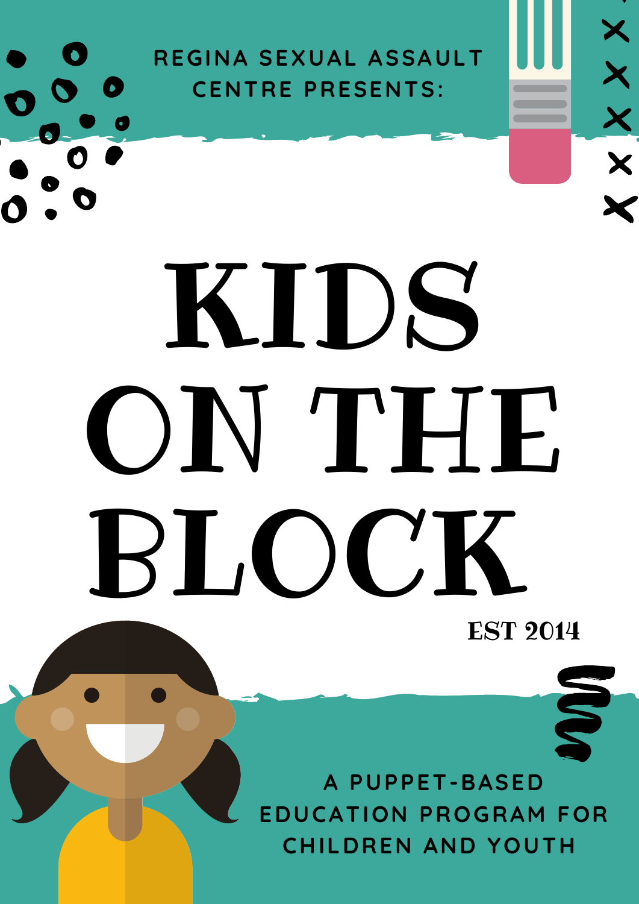REGINA SEXUAL ASSAULT CENTRE PRESENTS:

# KIDS ON THE BLOCK

EST 2014

A PUPPET-BASED EDUCATION PROGRAM FOR CHILDREN AND YOUTH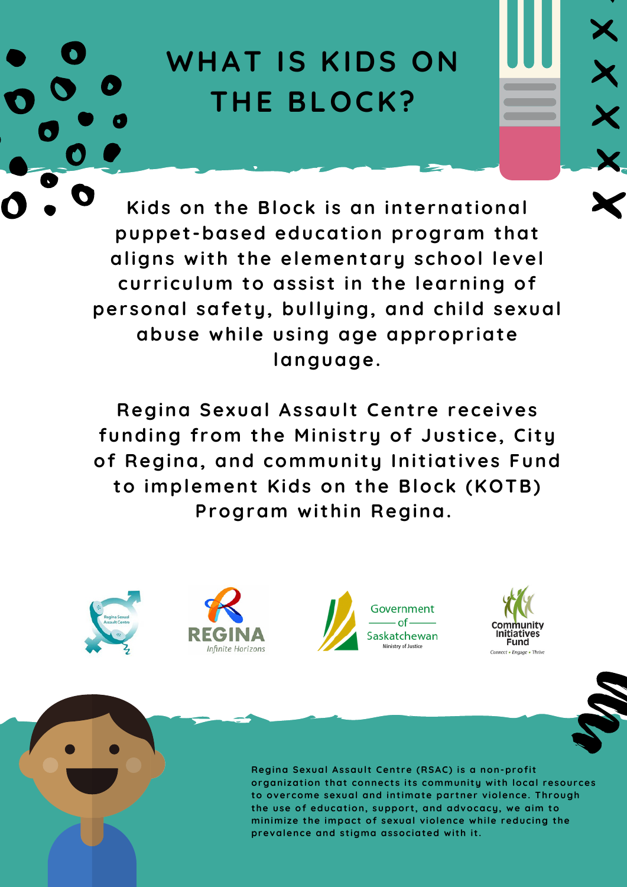# WHAT IS KIDS ON THE BLOCK?

Kids on the Block is an international puppet-based education program that aligns with the elementary school level curriculum to assist in the learning of personal safety, bullying, and child sexual abuse while using age appropriate language.

Regina Sexual Assault Centre receives funding from the Ministry of Justice, City of Regina, and community Initiatives Fund to implement Kids on the Block (KOTB) Program within Regina.

Regina Sexual Assault Centre

REGINA
Infinite Horizons

Government of Saskatchewan
Ministry of Justice

Community Initiatives Fund
Connect • Engage • Thrive

Regina Sexual Assault Centre (RSAC) is a non-profit organization that connects its community with local resources to overcome sexual and intimate partner violence. Through the use of education, support, and advocacy, we aim to minimize the impact of sexual violence while reducing the prevalence and stigma associated with it.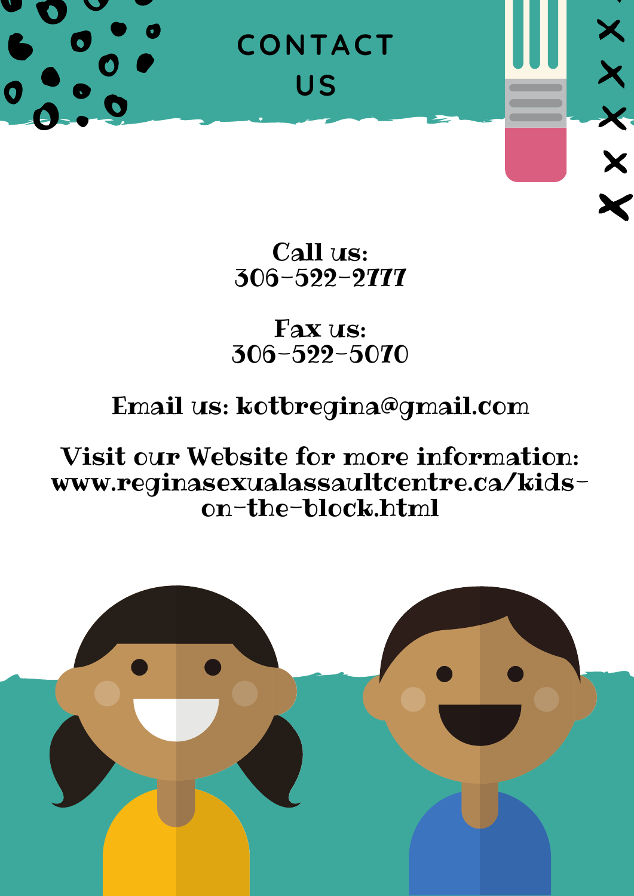# CONTACT US

**Call us:**
306-522-2777

**Fax us:**
306-522-5070

**Email us: kotbregina@gmail.com**

**Visit our Website for more information:**
**www.reginasexualassaultcentre.ca/kids-on-the-block.html**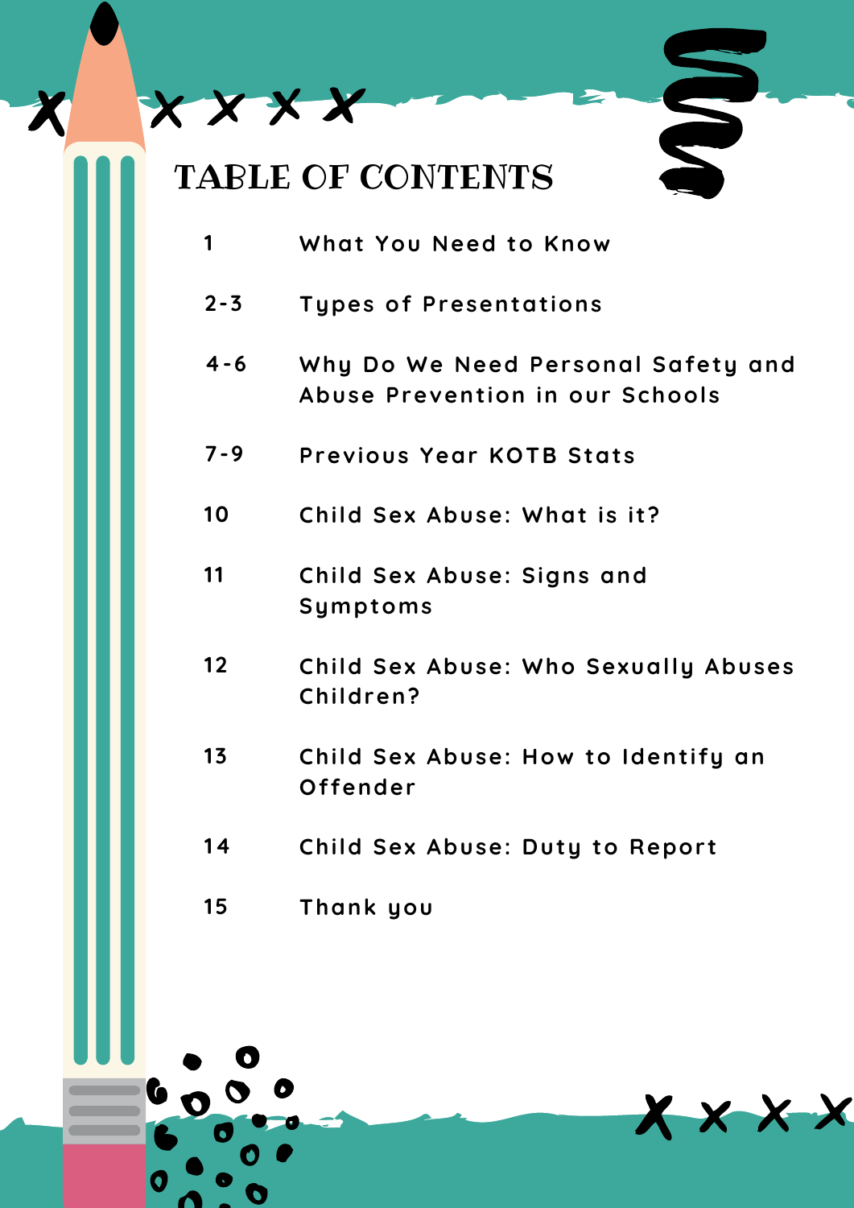# TABLE OF CONTENTS

| | |
|---|---|
| 1 | What You Need to Know |
| 2-3 | Types of Presentations |
| 4-6 | Why Do We Need Personal Safety and Abuse Prevention in our Schools |
| 7-9 | Previous Year KOTB Stats |
| 10 | Child Sex Abuse: What is it? |
| 11 | Child Sex Abuse: Signs and Symptoms |
| 12 | Child Sex Abuse: Who Sexually Abuses Children? |
| 13 | Child Sex Abuse: How to Identify an Offender |
| 14 | Child Sex Abuse: Duty to Report |
| 15 | Thank you |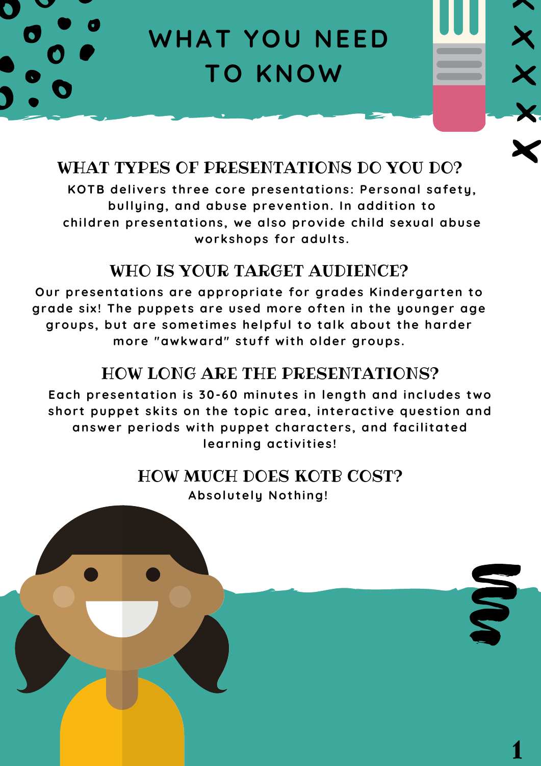# WHAT YOU NEED TO KNOW

### WHAT TYPES OF PRESENTATIONS DO YOU DO?

KOTB delivers three core presentations: Personal safety, bullying, and abuse prevention. In addition to children presentations, we also provide child sexual abuse workshops for adults.

### WHO IS YOUR TARGET AUDIENCE?

Our presentations are appropriate for grades Kindergarten to grade six! The puppets are used more often in the younger age groups, but are sometimes helpful to talk about the harder more "awkward" stuff with older groups.

### HOW LONG ARE THE PRESENTATIONS?

Each presentation is 30-60 minutes in length and includes two short puppet skits on the topic area, interactive question and answer periods with puppet characters, and facilitated learning activities!

### HOW MUCH DOES KOTB COST?

Absolutely Nothing!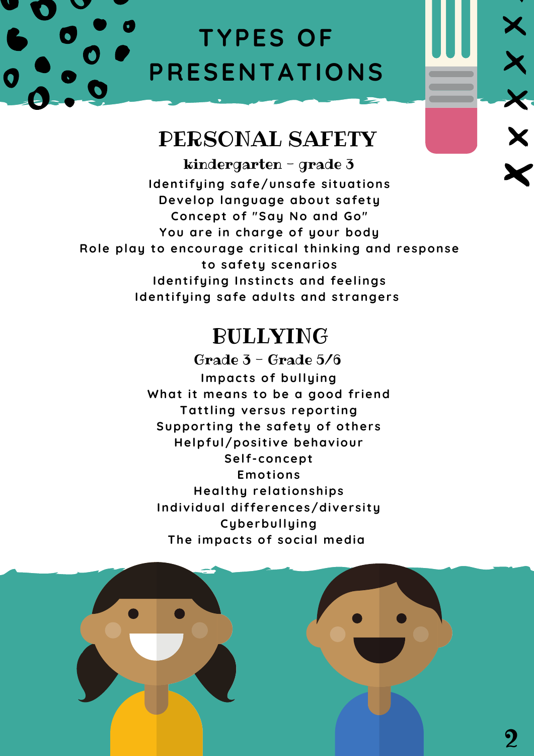# TYPES OF PRESENTATIONS

## PERSONAL SAFETY

**kindergarten - grade 3**

Identifying safe/unsafe situations
Develop language about safety
Concept of "Say No and Go"
You are in charge of your body
Role play to encourage critical thinking and response to safety scenarios
Identifying Instincts and feelings
Identifying safe adults and strangers

## BULLYING

**Grade 3 - Grade 5/6**

Impacts of bullying
What it means to be a good friend
Tattling versus reporting
Supporting the safety of others
Helpful/positive behaviour
Self-concept
Emotions
Healthy relationships
Individual differences/diversity
Cyberbullying
The impacts of social media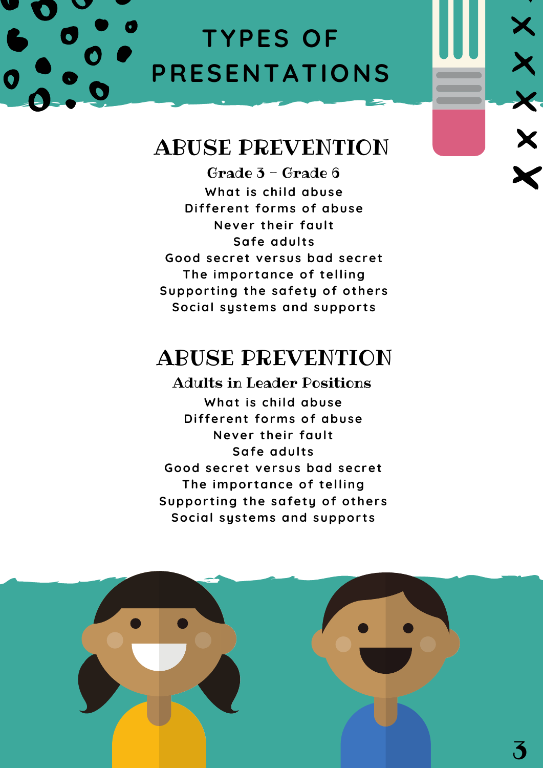# TYPES OF PRESENTATIONS

## ABUSE PREVENTION

### Grade 3 - Grade 6

What is child abuse
Different forms of abuse
Never their fault
Safe adults
Good secret versus bad secret
The importance of telling
Supporting the safety of others
Social systems and supports

## ABUSE PREVENTION

### Adults in Leader Positions

What is child abuse
Different forms of abuse
Never their fault
Safe adults
Good secret versus bad secret
The importance of telling
Supporting the safety of others
Social systems and supports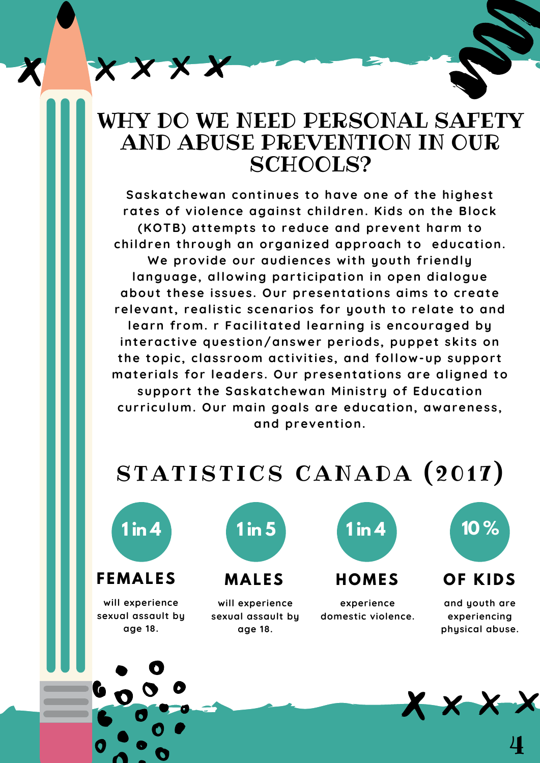# WHY DO WE NEED PERSONAL SAFETY AND ABUSE PREVENTION IN OUR SCHOOLS?

Saskatchewan continues to have one of the highest rates of violence against children. Kids on the Block (KOTB) attempts to reduce and prevent harm to children through an organized approach to education. We provide our audiences with youth friendly language, allowing participation in open dialogue about these issues. Our presentations aims to create relevant, realistic scenarios for youth to relate to and learn from. r Facilitated learning is encouraged by interactive question/answer periods, puppet skits on the topic, classroom activities, and follow-up support materials for leaders. Our presentations are aligned to support the Saskatchewan Ministry of Education curriculum. Our main goals are education, awareness, and prevention.

## STATISTICS CANADA (2017)

**1 in 4**

**FEMALES**

will experience sexual assault by age 18.

**1 in 5**

**MALES**

will experience sexual assault by age 18.

**1 in 4**

**HOMES**

experience domestic violence.

**10 %**

**OF KIDS**

and youth are experiencing physical abuse.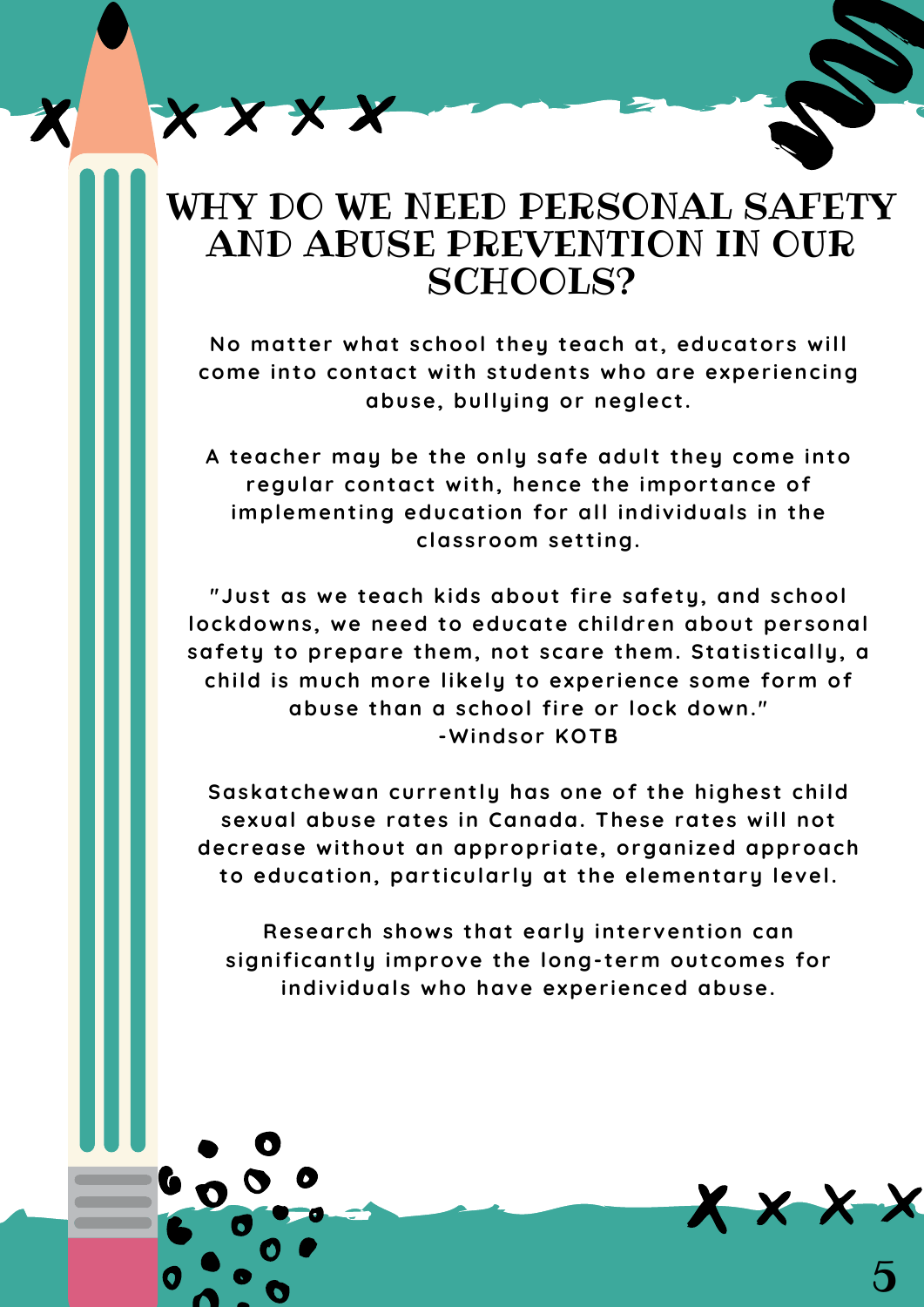# WHY DO WE NEED PERSONAL SAFETY AND ABUSE PREVENTION IN OUR SCHOOLS?

No matter what school they teach at, educators will come into contact with students who are experiencing abuse, bullying or neglect.

A teacher may be the only safe adult they come into regular contact with, hence the importance of implementing education for all individuals in the classroom setting.

"Just as we teach kids about fire safety, and school lockdowns, we need to educate children about personal safety to prepare them, not scare them. Statistically, a child is much more likely to experience some form of abuse than a school fire or lock down."
-Windsor KOTB

Saskatchewan currently has one of the highest child sexual abuse rates in Canada. These rates will not decrease without an appropriate, organized approach to education, particularly at the elementary level.

Research shows that early intervention can significantly improve the long-term outcomes for individuals who have experienced abuse.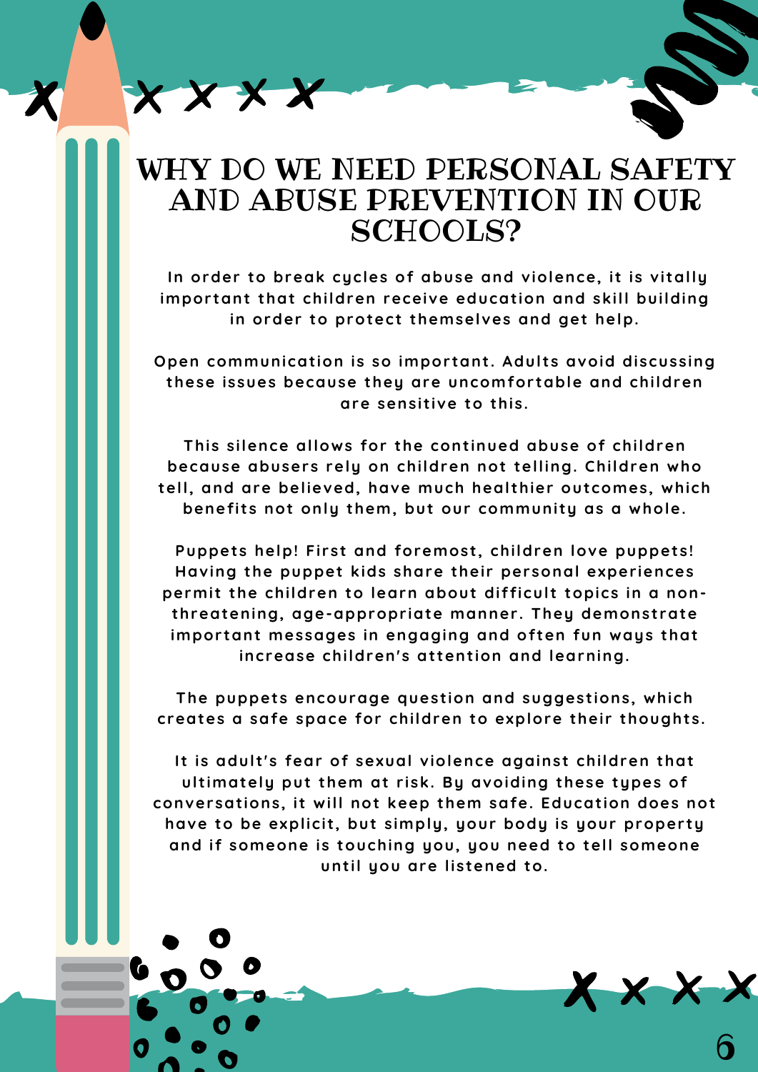# WHY DO WE NEED PERSONAL SAFETY AND ABUSE PREVENTION IN OUR SCHOOLS?

In order to break cycles of abuse and violence, it is vitally important that children receive education and skill building in order to protect themselves and get help.

Open communication is so important. Adults avoid discussing these issues because they are uncomfortable and children are sensitive to this.

This silence allows for the continued abuse of children because abusers rely on children not telling. Children who tell, and are believed, have much healthier outcomes, which benefits not only them, but our community as a whole.

Puppets help! First and foremost, children love puppets! Having the puppet kids share their personal experiences permit the children to learn about difficult topics in a non-threatening, age-appropriate manner. They demonstrate important messages in engaging and often fun ways that increase children's attention and learning.

The puppets encourage question and suggestions, which creates a safe space for children to explore their thoughts.

It is adult's fear of sexual violence against children that ultimately put them at risk. By avoiding these types of conversations, it will not keep them safe. Education does not have to be explicit, but simply, your body is your property and if someone is touching you, you need to tell someone until you are listened to.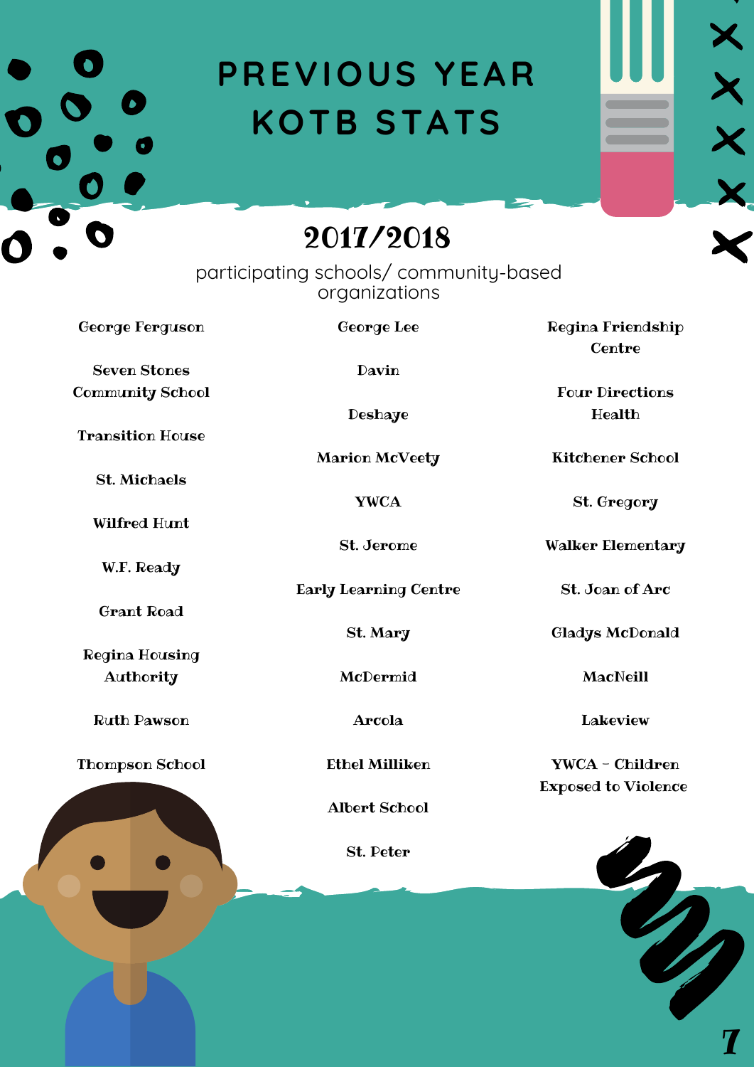# PREVIOUS YEAR KOTB STATS

## 2017/2018

participating schools/ community-based organizations

- George Ferguson
- Seven Stones Community School
- Transition House
- St. Michaels
- Wilfred Hunt
- W.F. Ready
- Grant Road
- Regina Housing Authority
- Ruth Pawson
- Thompson School
- George Lee
- Davin
- Deshaye
- Marion McVeety
- YWCA
- St. Jerome
- Early Learning Centre
- St. Mary
- McDermid
- Arcola
- Ethel Milliken
- Albert School
- St. Peter
- Regina Friendship Centre
- Four Directions Health
- Kitchener School
- St. Gregory
- Walker Elementary
- St. Joan of Arc
- Gladys McDonald
- MacNeill
- Lakeview
- YWCA - Children Exposed to Violence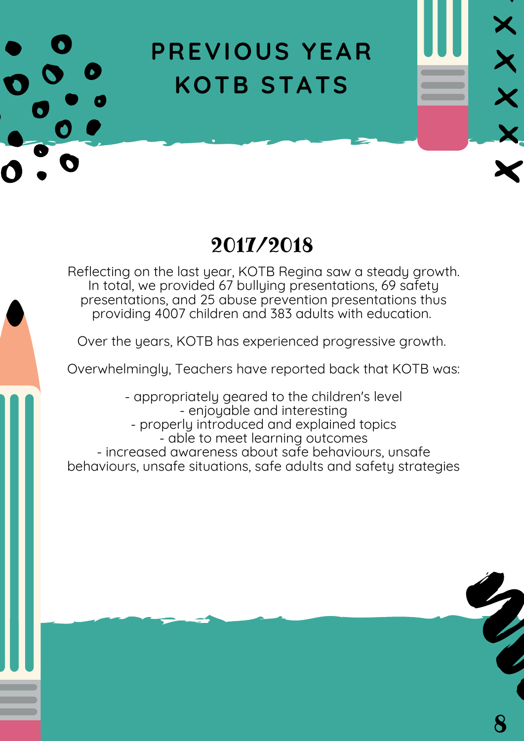# PREVIOUS YEAR KOTB STATS

## 2017/2018

Reflecting on the last year, KOTB Regina saw a steady growth. In total, we provided 67 bullying presentations, 69 safety presentations, and 25 abuse prevention presentations thus providing 4007 children and 383 adults with education.

Over the years, KOTB has experienced progressive growth.

Overwhelmingly, Teachers have reported back that KOTB was:

- appropriately geared to the children's level
- enjoyable and interesting
- properly introduced and explained topics
- able to meet learning outcomes
- increased awareness about safe behaviours, unsafe behaviours, unsafe situations, safe adults and safety strategies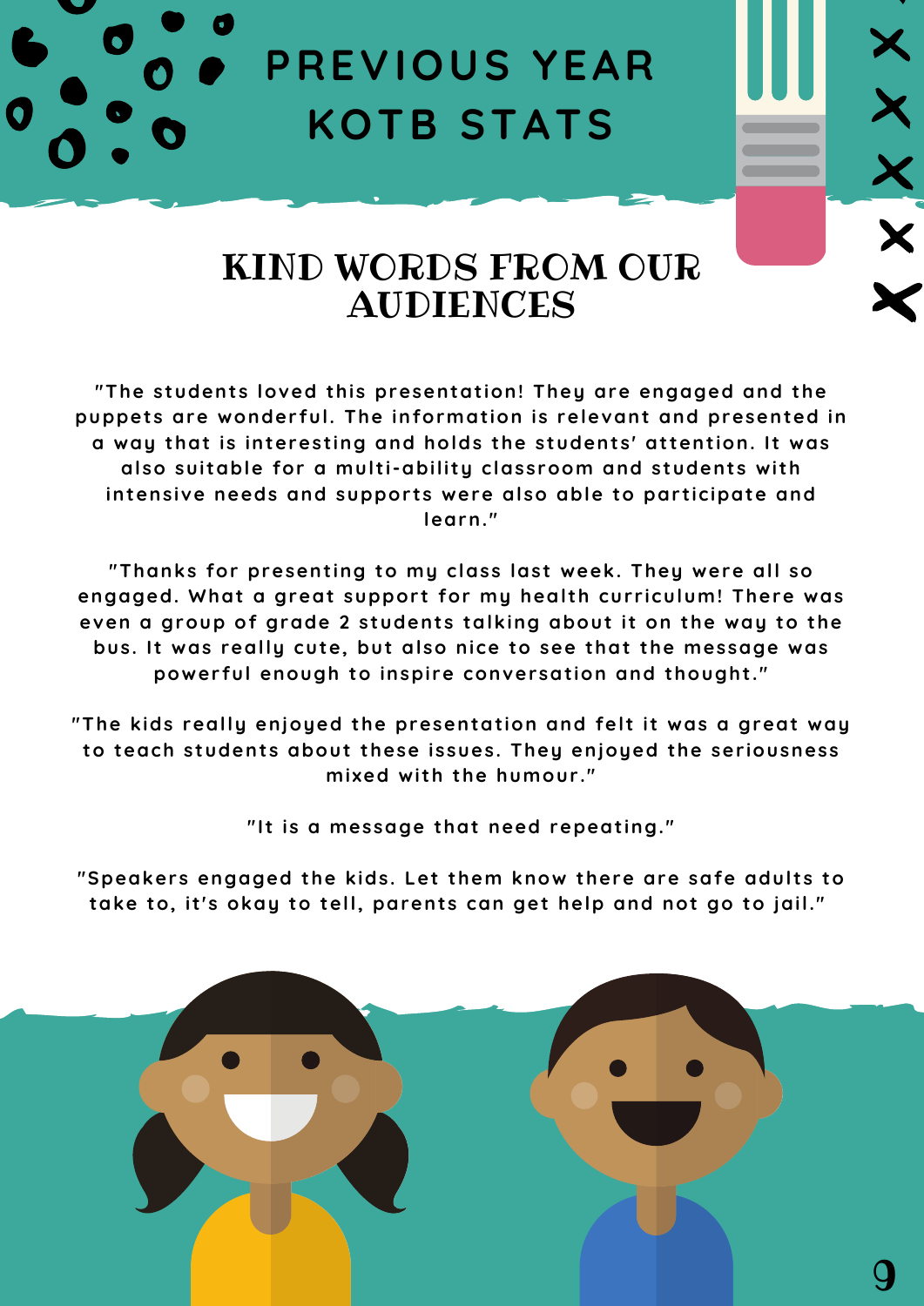# PREVIOUS YEAR KOTB STATS

## KIND WORDS FROM OUR AUDIENCES

"The students loved this presentation! They are engaged and the puppets are wonderful. The information is relevant and presented in a way that is interesting and holds the students' attention. It was also suitable for a multi-ability classroom and students with intensive needs and supports were also able to participate and learn."

"Thanks for presenting to my class last week. They were all so engaged. What a great support for my health curriculum! There was even a group of grade 2 students talking about it on the way to the bus. It was really cute, but also nice to see that the message was powerful enough to inspire conversation and thought."

"The kids really enjoyed the presentation and felt it was a great way to teach students about these issues. They enjoyed the seriousness mixed with the humour."

"It is a message that need repeating."

"Speakers engaged the kids. Let them know there are safe adults to take to, it's okay to tell, parents can get help and not go to jail."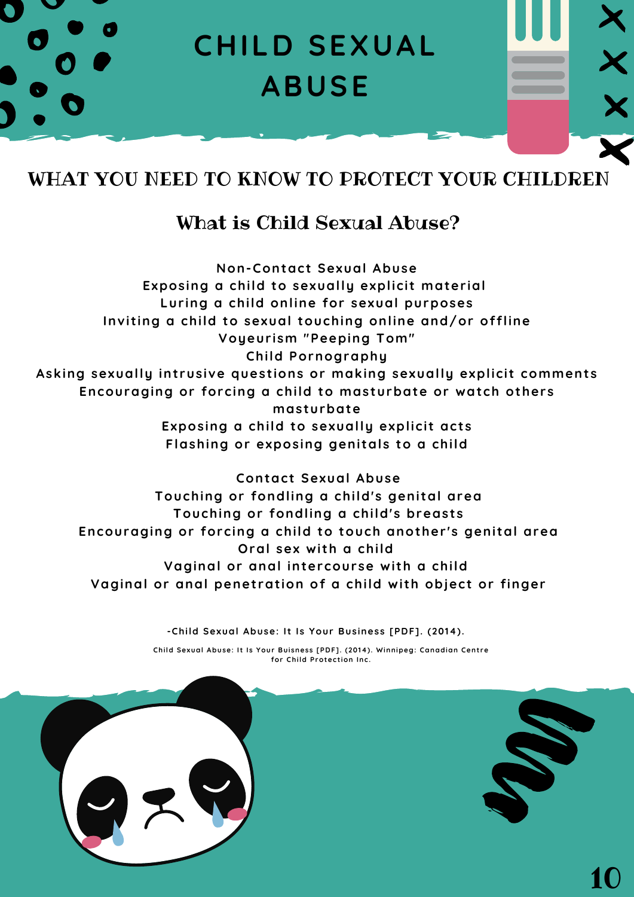# CHILD SEXUAL ABUSE

## WHAT YOU NEED TO KNOW TO PROTECT YOUR CHILDREN

### What is Child Sexual Abuse?

Non-Contact Sexual Abuse
Exposing a child to sexually explicit material
Luring a child online for sexual purposes
Inviting a child to sexual touching online and/or offline
Voyeurism "Peeping Tom"
Child Pornography
Asking sexually intrusive questions or making sexually explicit comments
Encouraging or forcing a child to masturbate or watch others masturbate
Exposing a child to sexually explicit acts
Flashing or exposing genitals to a child

Contact Sexual Abuse
Touching or fondling a child's genital area
Touching or fondling a child's breasts
Encouraging or forcing a child to touch another's genital area
Oral sex with a child
Vaginal or anal intercourse with a child
Vaginal or anal penetration of a child with object or finger

-Child Sexual Abuse: It Is Your Business [PDF]. (2014).

Child Sexual Abuse: It Is Your Buisness [PDF]. (2014). Winnipeg: Canadian Centre for Child Protection Inc.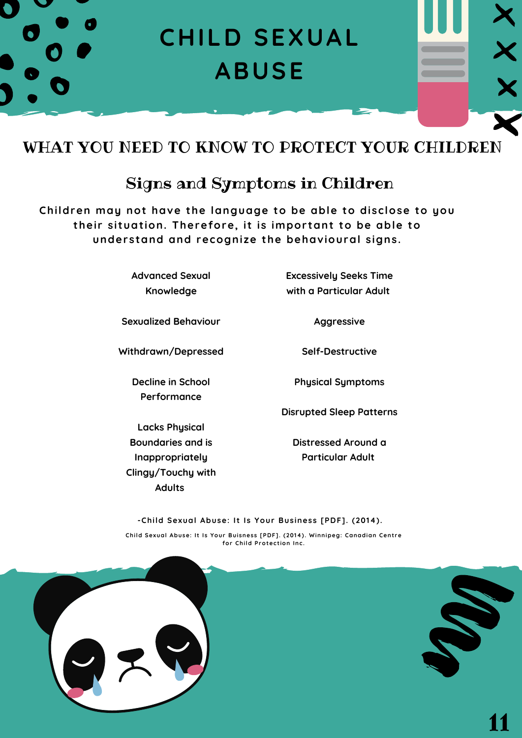# CHILD SEXUAL ABUSE

## WHAT YOU NEED TO KNOW TO PROTECT YOUR CHILDREN

### Signs and Symptoms in Children

Children may not have the language to be able to disclose to you their situation. Therefore, it is important to be able to understand and recognize the behavioural signs.

- Advanced Sexual Knowledge
- Sexualized Behaviour
- Withdrawn/Depressed
- Decline in School Performance
- Lacks Physical Boundaries and is Inappropriately Clingy/Touchy with Adults
- Excessively Seeks Time with a Particular Adult
- Aggressive
- Self-Destructive
- Physical Symptoms
- Disrupted Sleep Patterns
- Distressed Around a Particular Adult

-Child Sexual Abuse: It Is Your Business [PDF]. (2014).

Child Sexual Abuse: It Is Your Buisness [PDF]. (2014). Winnipeg: Canadian Centre for Child Protection Inc.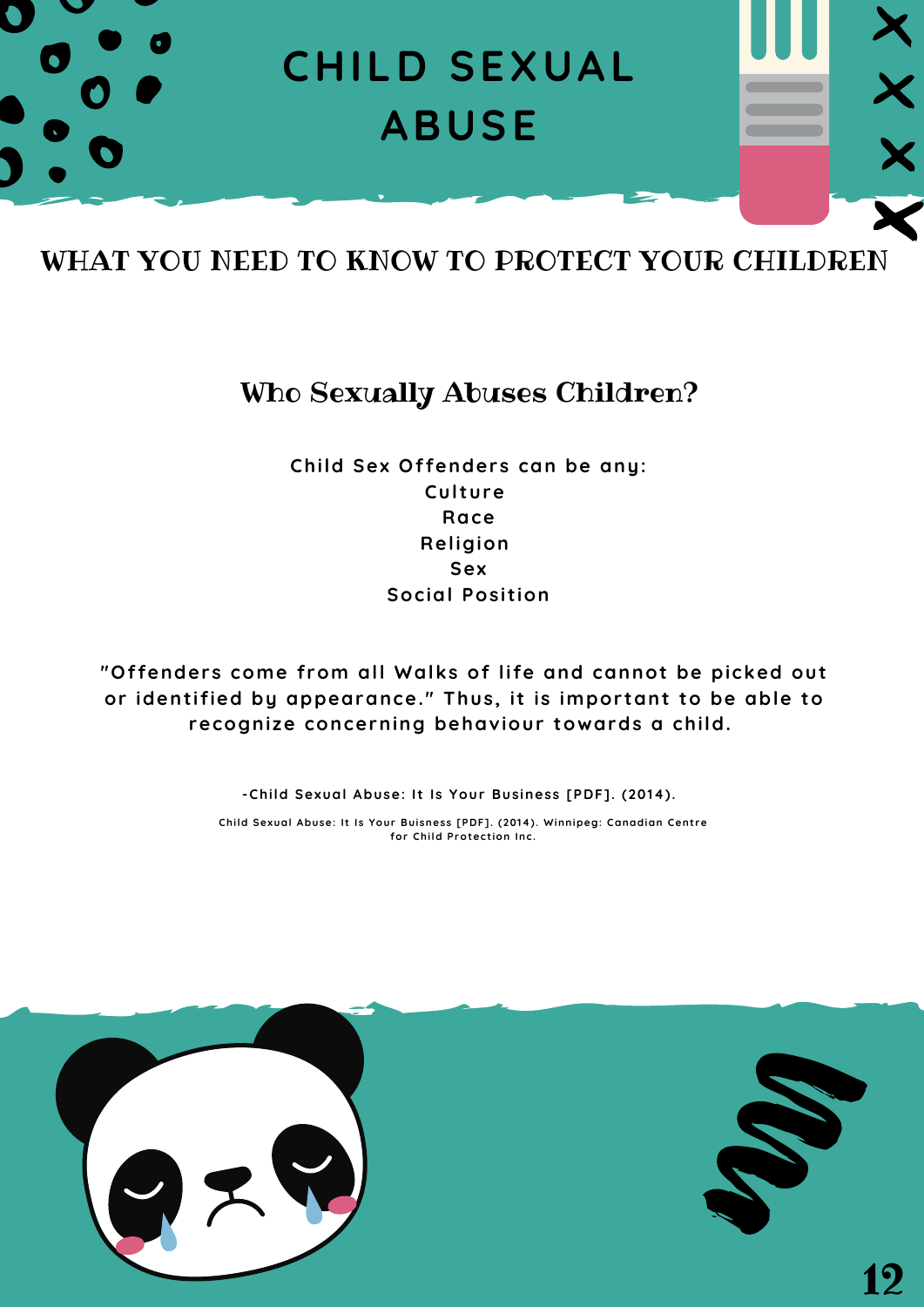# CHILD SEXUAL ABUSE

## WHAT YOU NEED TO KNOW TO PROTECT YOUR CHILDREN

### Who Sexually Abuses Children?

Child Sex Offenders can be any:
Culture
Race
Religion
Sex
Social Position

"Offenders come from all Walks of life and cannot be picked out or identified by appearance." Thus, it is important to be able to recognize concerning behaviour towards a child.

-Child Sexual Abuse: It Is Your Business [PDF]. (2014).

Child Sexual Abuse: It Is Your Buisness [PDF]. (2014). Winnipeg: Canadian Centre for Child Protection Inc.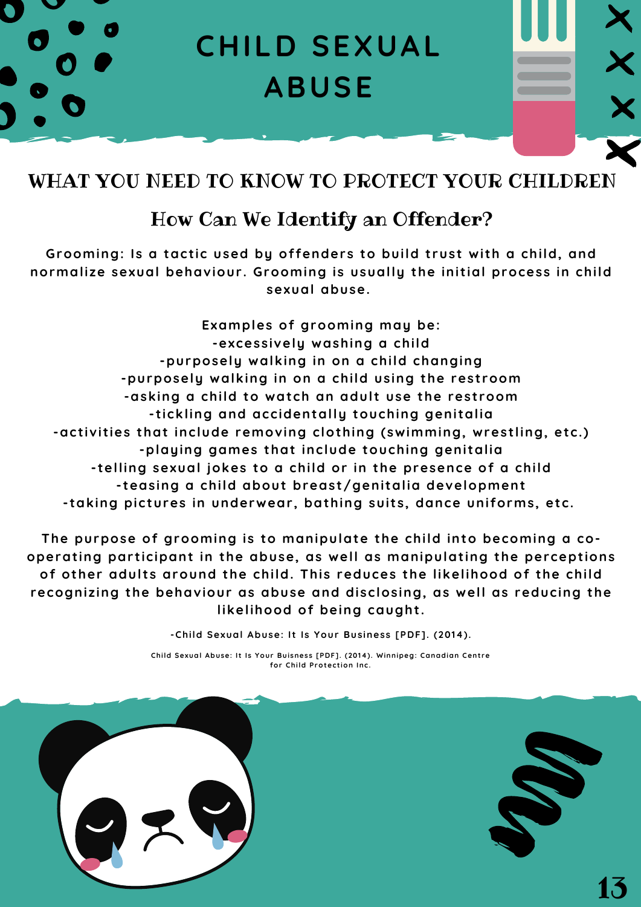# CHILD SEXUAL ABUSE

## WHAT YOU NEED TO KNOW TO PROTECT YOUR CHILDREN

### How Can We Identify an Offender?

Grooming: Is a tactic used by offenders to build trust with a child, and normalize sexual behaviour. Grooming is usually the initial process in child sexual abuse.

Examples of grooming may be:
- excessively washing a child
- purposely walking in on a child changing
- purposely walking in on a child using the restroom
- asking a child to watch an adult use the restroom
- tickling and accidentally touching genitalia
- activities that include removing clothing (swimming, wrestling, etc.)
- playing games that include touching genitalia
- telling sexual jokes to a child or in the presence of a child
- teasing a child about breast/genitalia development
- taking pictures in underwear, bathing suits, dance uniforms, etc.

The purpose of grooming is to manipulate the child into becoming a co-operating participant in the abuse, as well as manipulating the perceptions of other adults around the child. This reduces the likelihood of the child recognizing the behaviour as abuse and disclosing, as well as reducing the likelihood of being caught.

-Child Sexual Abuse: It Is Your Business [PDF]. (2014).

Child Sexual Abuse: It Is Your Buisness [PDF]. (2014). Winnipeg: Canadian Centre for Child Protection Inc.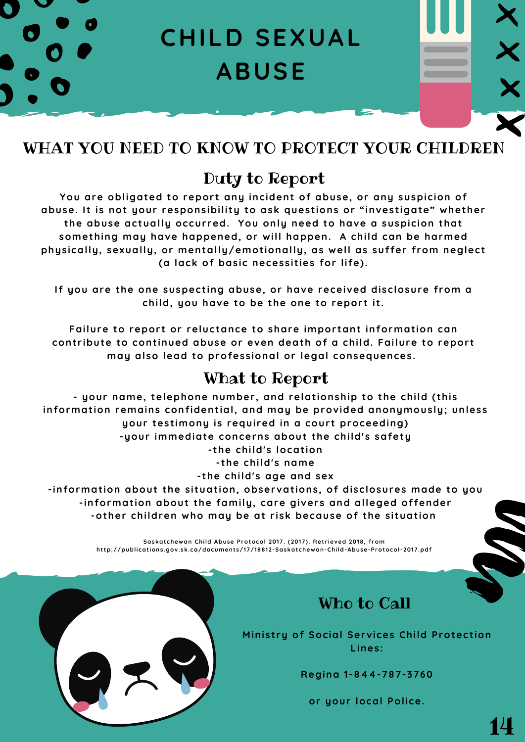# CHILD SEXUAL ABUSE

## WHAT YOU NEED TO KNOW TO PROTECT YOUR CHILDREN

### Duty to Report

You are obligated to report any incident of abuse, or any suspicion of abuse. It is not your responsibility to ask questions or "investigate" whether the abuse actually occurred. You only need to have a suspicion that something may have happened, or will happen. A child can be harmed physically, sexually, or mentally/emotionally, as well as suffer from neglect (a lack of basic necessities for life).

If you are the one suspecting abuse, or have received disclosure from a child, you have to be the one to report it.

Failure to report or reluctance to share important information can contribute to continued abuse or even death of a child. Failure to report may also lead to professional or legal consequences.

### What to Report

- your name, telephone number, and relationship to the child (this information remains confidential, and may be provided anonymously; unless your testimony is required in a court proceeding)
- your immediate concerns about the child's safety
- the child's location
- the child's name
- the child's age and sex
- information about the situation, observations, of disclosures made to you
- information about the family, care givers and alleged offender
- other children who may be at risk because of the situation

Saskatchewan Child Abuse Protocol 2017. (2017). Retrieved 2018, from http://publications.gov.sk.ca/documents/17/18812-Saskatchewan-Child-Abuse-Protocol-2017.pdf

### Who to Call

Ministry of Social Services Child Protection Lines:

Regina 1-844-787-3760

or your local Police.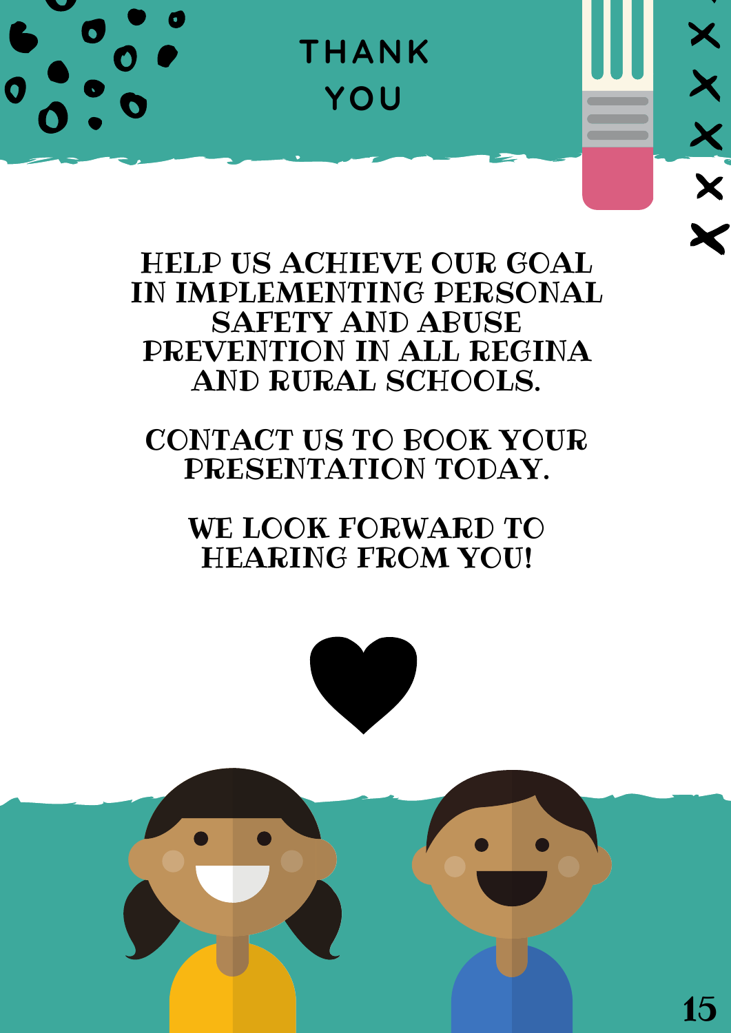# THANK YOU

HELP US ACHIEVE OUR GOAL IN IMPLEMENTING PERSONAL SAFETY AND ABUSE PREVENTION IN ALL REGINA AND RURAL SCHOOLS.

CONTACT US TO BOOK YOUR PRESENTATION TODAY.

WE LOOK FORWARD TO HEARING FROM YOU!